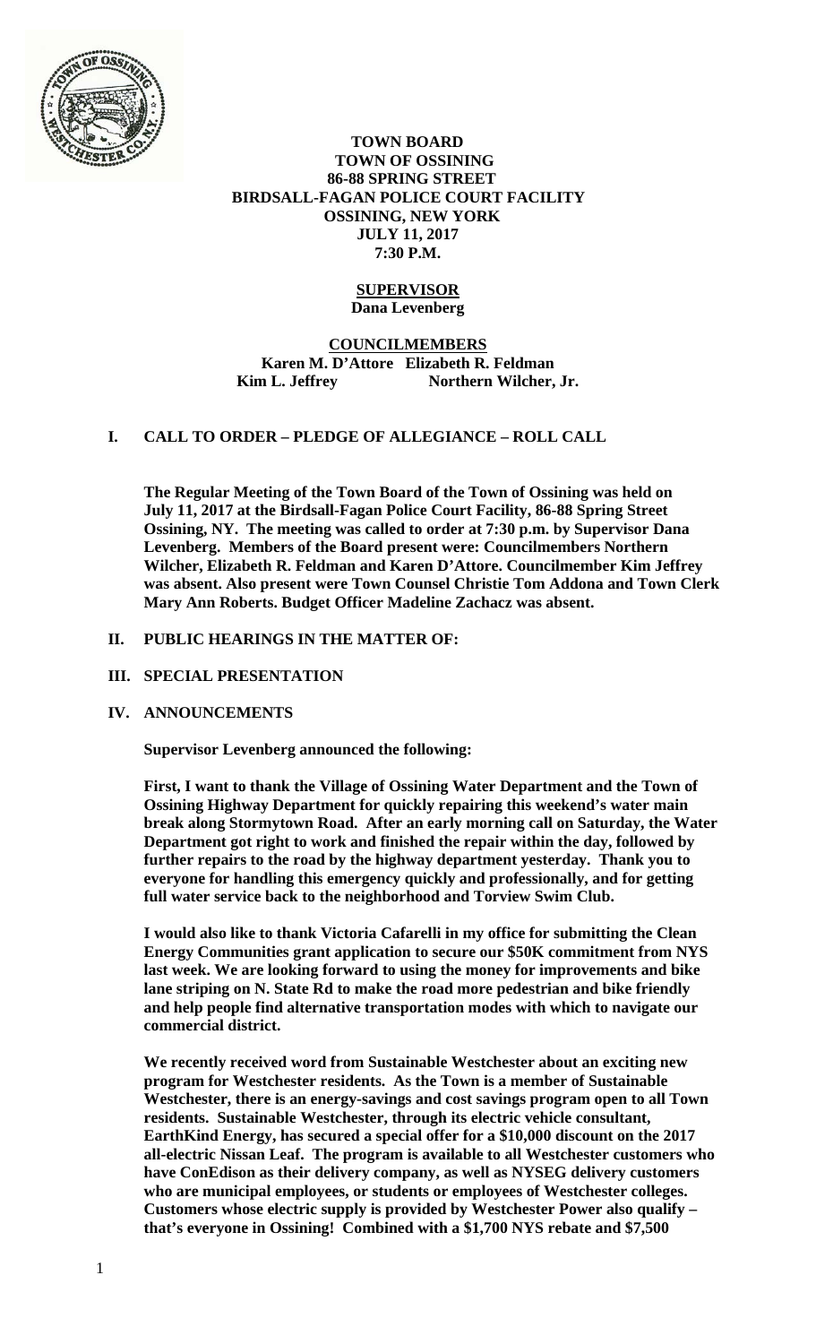**TOWN BOARD**
**TOWN OF OSSINING**
**86-88 SPRING STREET**
**BIRDSALL-FAGAN POLICE COURT FACILITY**
**OSSINING, NEW YORK**
**JULY 11, 2017**
**7:30 P.M.**

**SUPERVISOR**
**Dana Levenberg**

**COUNCILMEMBERS**
**Karen M. D'Attore Elizabeth R. Feldman**
**Kim L. Jeffrey Northern Wilcher, Jr.**

## I. CALL TO ORDER – PLEDGE OF ALLEGIANCE – ROLL CALL

**The Regular Meeting of the Town Board of the Town of Ossining was held on July 11, 2017 at the Birdsall-Fagan Police Court Facility, 86-88 Spring Street Ossining, NY. The meeting was called to order at 7:30 p.m. by Supervisor Dana Levenberg. Members of the Board present were: Councilmembers Northern Wilcher, Elizabeth R. Feldman and Karen D'Attore. Councilmember Kim Jeffrey was absent. Also present were Town Counsel Christie Tom Addona and Town Clerk Mary Ann Roberts. Budget Officer Madeline Zachacz was absent.**

## II. PUBLIC HEARINGS IN THE MATTER OF:

## III. SPECIAL PRESENTATION

## IV. ANNOUNCEMENTS

**Supervisor Levenberg announced the following:**

**First, I want to thank the Village of Ossining Water Department and the Town of Ossining Highway Department for quickly repairing this weekend's water main break along Stormytown Road. After an early morning call on Saturday, the Water Department got right to work and finished the repair within the day, followed by further repairs to the road by the highway department yesterday. Thank you to everyone for handling this emergency quickly and professionally, and for getting full water service back to the neighborhood and Torview Swim Club.**

**I would also like to thank Victoria Cafarelli in my office for submitting the Clean Energy Communities grant application to secure our $50K commitment from NYS last week. We are looking forward to using the money for improvements and bike lane striping on N. State Rd to make the road more pedestrian and bike friendly and help people find alternative transportation modes with which to navigate our commercial district.**

**We recently received word from Sustainable Westchester about an exciting new program for Westchester residents. As the Town is a member of Sustainable Westchester, there is an energy-savings and cost savings program open to all Town residents. Sustainable Westchester, through its electric vehicle consultant, EarthKind Energy, has secured a special offer for a $10,000 discount on the 2017 all-electric Nissan Leaf. The program is available to all Westchester customers who have ConEdison as their delivery company, as well as NYSEG delivery customers who are municipal employees, or students or employees of Westchester colleges. Customers whose electric supply is provided by Westchester Power also qualify – that's everyone in Ossining! Combined with a $1,700 NYS rebate and $7,500**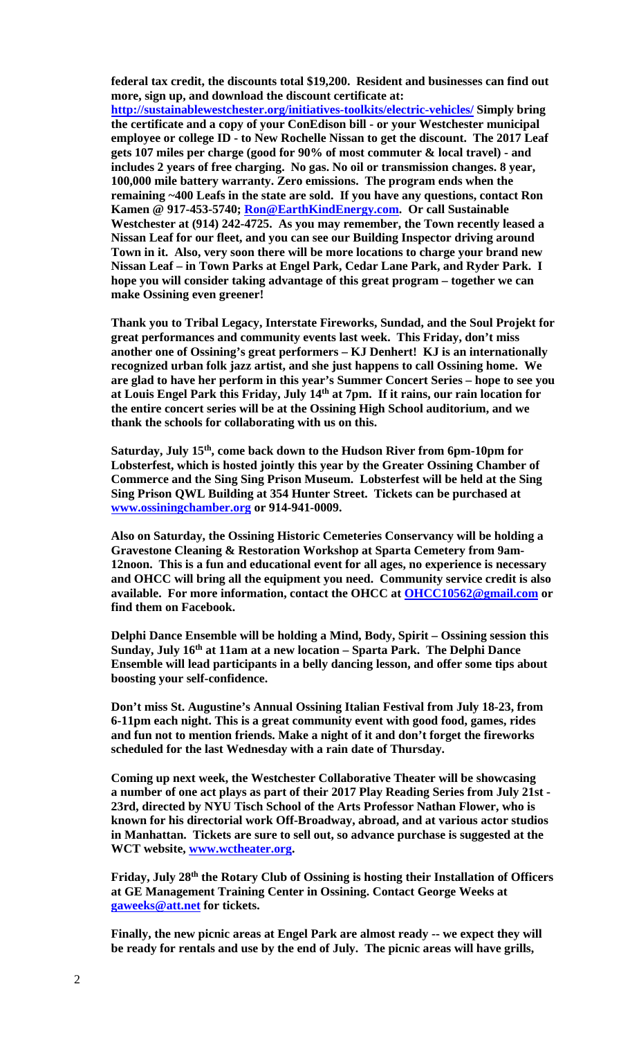**federal tax credit, the discounts total $19,200. Resident and businesses can find out more, sign up, and download the discount certificate at: http://sustainablewestchester.org/initiatives-toolkits/electric-vehicles/ Simply bring the certificate and a copy of your ConEdison bill - or your Westchester municipal employee or college ID - to New Rochelle Nissan to get the discount. The 2017 Leaf gets 107 miles per charge (good for 90% of most commuter & local travel) - and includes 2 years of free charging. No gas. No oil or transmission changes. 8 year, 100,000 mile battery warranty. Zero emissions. The program ends when the remaining ~400 Leafs in the state are sold. If you have any questions, contact Ron Kamen @ 917-453-5740; Ron@EarthKindEnergy.com. Or call Sustainable Westchester at (914) 242-4725. As you may remember, the Town recently leased a Nissan Leaf for our fleet, and you can see our Building Inspector driving around Town in it. Also, very soon there will be more locations to charge your brand new Nissan Leaf – in Town Parks at Engel Park, Cedar Lane Park, and Ryder Park. I hope you will consider taking advantage of this great program – together we can make Ossining even greener!**

**Thank you to Tribal Legacy, Interstate Fireworks, Sundad, and the Soul Projekt for great performances and community events last week. This Friday, don't miss another one of Ossining's great performers – KJ Denhert! KJ is an internationally recognized urban folk jazz artist, and she just happens to call Ossining home. We are glad to have her perform in this year's Summer Concert Series – hope to see you at Louis Engel Park this Friday, July 14th at 7pm. If it rains, our rain location for the entire concert series will be at the Ossining High School auditorium, and we thank the schools for collaborating with us on this.**

**Saturday, July 15th, come back down to the Hudson River from 6pm-10pm for Lobsterfest, which is hosted jointly this year by the Greater Ossining Chamber of Commerce and the Sing Sing Prison Museum. Lobsterfest will be held at the Sing Sing Prison QWL Building at 354 Hunter Street. Tickets can be purchased at www.ossiningchamber.org or 914-941-0009.**

**Also on Saturday, the Ossining Historic Cemeteries Conservancy will be holding a Gravestone Cleaning & Restoration Workshop at Sparta Cemetery from 9am-12noon. This is a fun and educational event for all ages, no experience is necessary and OHCC will bring all the equipment you need. Community service credit is also available. For more information, contact the OHCC at OHCC10562@gmail.com or find them on Facebook.**

**Delphi Dance Ensemble will be holding a Mind, Body, Spirit – Ossining session this Sunday, July 16th at 11am at a new location – Sparta Park. The Delphi Dance Ensemble will lead participants in a belly dancing lesson, and offer some tips about boosting your self-confidence.**

**Don't miss St. Augustine's Annual Ossining Italian Festival from July 18-23, from 6-11pm each night. This is a great community event with good food, games, rides and fun not to mention friends. Make a night of it and don't forget the fireworks scheduled for the last Wednesday with a rain date of Thursday.**

**Coming up next week, the Westchester Collaborative Theater will be showcasing a number of one act plays as part of their 2017 Play Reading Series from July 21st - 23rd, directed by NYU Tisch School of the Arts Professor Nathan Flower, who is known for his directorial work Off-Broadway, abroad, and at various actor studios in Manhattan. Tickets are sure to sell out, so advance purchase is suggested at the WCT website, www.wctheater.org.**

**Friday, July 28th the Rotary Club of Ossining is hosting their Installation of Officers at GE Management Training Center in Ossining. Contact George Weeks at gaweeks@att.net for tickets.**

**Finally, the new picnic areas at Engel Park are almost ready -- we expect they will be ready for rentals and use by the end of July. The picnic areas will have grills,**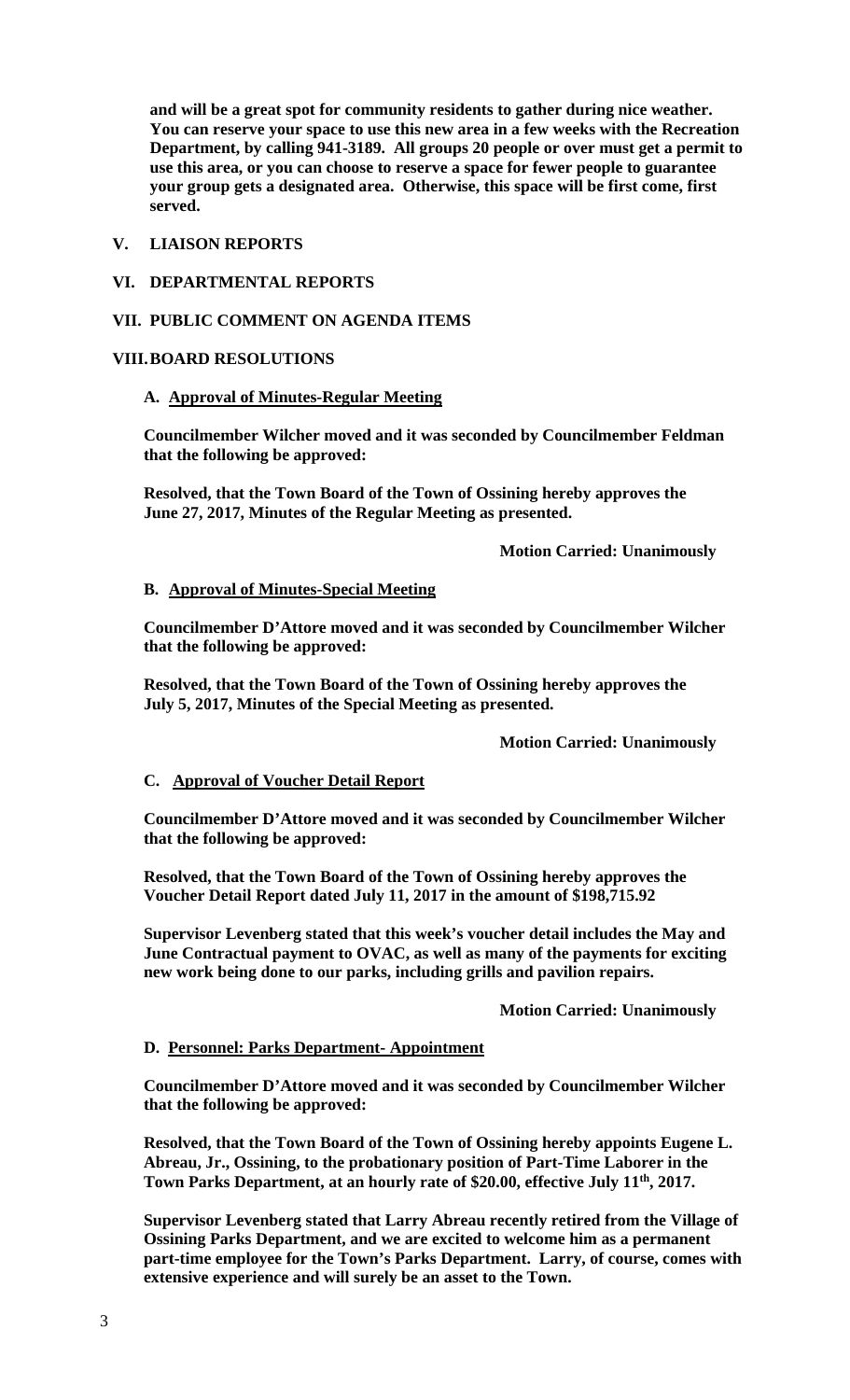**and will be a great spot for community residents to gather during nice weather. You can reserve your space to use this new area in a few weeks with the Recreation Department, by calling 941-3189. All groups 20 people or over must get a permit to use this area, or you can choose to reserve a space for fewer people to guarantee your group gets a designated area. Otherwise, this space will be first come, first served.**

## V. LIAISON REPORTS

## VI. DEPARTMENTAL REPORTS

## VII. PUBLIC COMMENT ON AGENDA ITEMS

## VIII. BOARD RESOLUTIONS

### A. Approval of Minutes-Regular Meeting

**Councilmember Wilcher moved and it was seconded by Councilmember Feldman that the following be approved:**

**Resolved, that the Town Board of the Town of Ossining hereby approves the June 27, 2017, Minutes of the Regular Meeting as presented.**

**Motion Carried: Unanimously**

### B. Approval of Minutes-Special Meeting

**Councilmember D'Attore moved and it was seconded by Councilmember Wilcher that the following be approved:**

**Resolved, that the Town Board of the Town of Ossining hereby approves the July 5, 2017, Minutes of the Special Meeting as presented.**

**Motion Carried: Unanimously**

### C. Approval of Voucher Detail Report

**Councilmember D'Attore moved and it was seconded by Councilmember Wilcher that the following be approved:**

**Resolved, that the Town Board of the Town of Ossining hereby approves the Voucher Detail Report dated July 11, 2017 in the amount of $198,715.92**

**Supervisor Levenberg stated that this week's voucher detail includes the May and June Contractual payment to OVAC, as well as many of the payments for exciting new work being done to our parks, including grills and pavilion repairs.**

**Motion Carried: Unanimously**

### D. Personnel: Parks Department- Appointment

**Councilmember D'Attore moved and it was seconded by Councilmember Wilcher that the following be approved:**

**Resolved, that the Town Board of the Town of Ossining hereby appoints Eugene L. Abreau, Jr., Ossining, to the probationary position of Part-Time Laborer in the Town Parks Department, at an hourly rate of $20.00, effective July 11th, 2017.**

**Supervisor Levenberg stated that Larry Abreau recently retired from the Village of Ossining Parks Department, and we are excited to welcome him as a permanent part-time employee for the Town's Parks Department. Larry, of course, comes with extensive experience and will surely be an asset to the Town.**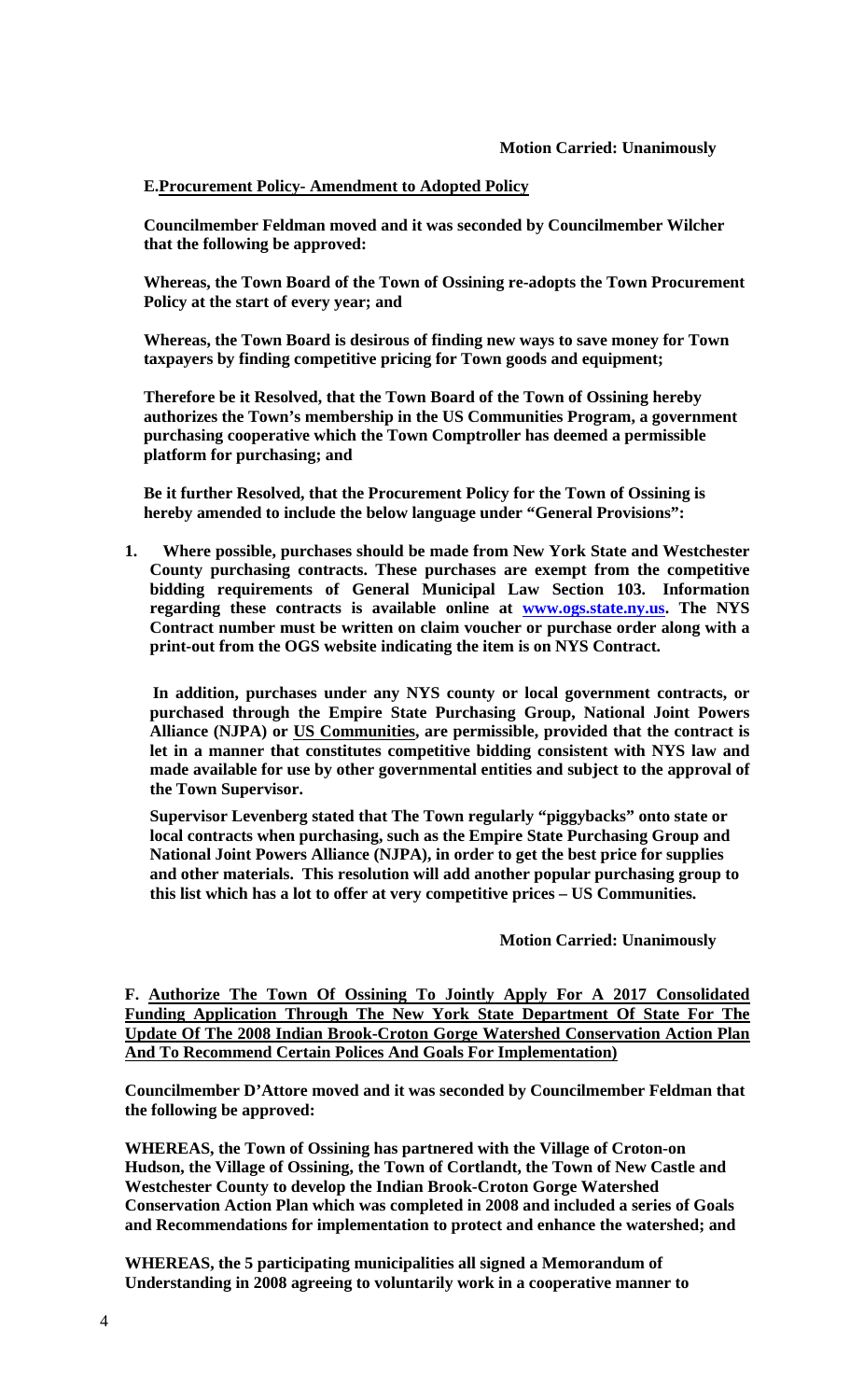**Motion Carried: Unanimously**

**E. Procurement Policy- Amendment to Adopted Policy**

**Councilmember Feldman moved and it was seconded by Councilmember Wilcher that the following be approved:**

**Whereas, the Town Board of the Town of Ossining re-adopts the Town Procurement Policy at the start of every year; and**

**Whereas, the Town Board is desirous of finding new ways to save money for Town taxpayers by finding competitive pricing for Town goods and equipment;**

**Therefore be it Resolved, that the Town Board of the Town of Ossining hereby authorizes the Town's membership in the US Communities Program, a government purchasing cooperative which the Town Comptroller has deemed a permissible platform for purchasing; and**

**Be it further Resolved, that the Procurement Policy for the Town of Ossining is hereby amended to include the below language under "General Provisions":**

1. **Where possible, purchases should be made from New York State and Westchester County purchasing contracts. These purchases are exempt from the competitive bidding requirements of General Municipal Law Section 103. Information regarding these contracts is available online at www.ogs.state.ny.us. The NYS Contract number must be written on claim voucher or purchase order along with a print-out from the OGS website indicating the item is on NYS Contract.**

   **In addition, purchases under any NYS county or local government contracts, or purchased through the Empire State Purchasing Group, National Joint Powers Alliance (NJPA) or US Communities, are permissible, provided that the contract is let in a manner that constitutes competitive bidding consistent with NYS law and made available for use by other governmental entities and subject to the approval of the Town Supervisor.**

**Supervisor Levenberg stated that The Town regularly "piggybacks" onto state or local contracts when purchasing, such as the Empire State Purchasing Group and National Joint Powers Alliance (NJPA), in order to get the best price for supplies and other materials. This resolution will add another popular purchasing group to this list which has a lot to offer at very competitive prices – US Communities.**

**Motion Carried: Unanimously**

**F. Authorize The Town Of Ossining To Jointly Apply For A 2017 Consolidated Funding Application Through The New York State Department Of State For The Update Of The 2008 Indian Brook-Croton Gorge Watershed Conservation Action Plan And To Recommend Certain Polices And Goals For Implementation)**

**Councilmember D'Attore moved and it was seconded by Councilmember Feldman that the following be approved:**

**WHEREAS, the Town of Ossining has partnered with the Village of Croton-on Hudson, the Village of Ossining, the Town of Cortlandt, the Town of New Castle and Westchester County to develop the Indian Brook-Croton Gorge Watershed Conservation Action Plan which was completed in 2008 and included a series of Goals and Recommendations for implementation to protect and enhance the watershed; and**

**WHEREAS, the 5 participating municipalities all signed a Memorandum of Understanding in 2008 agreeing to voluntarily work in a cooperative manner to**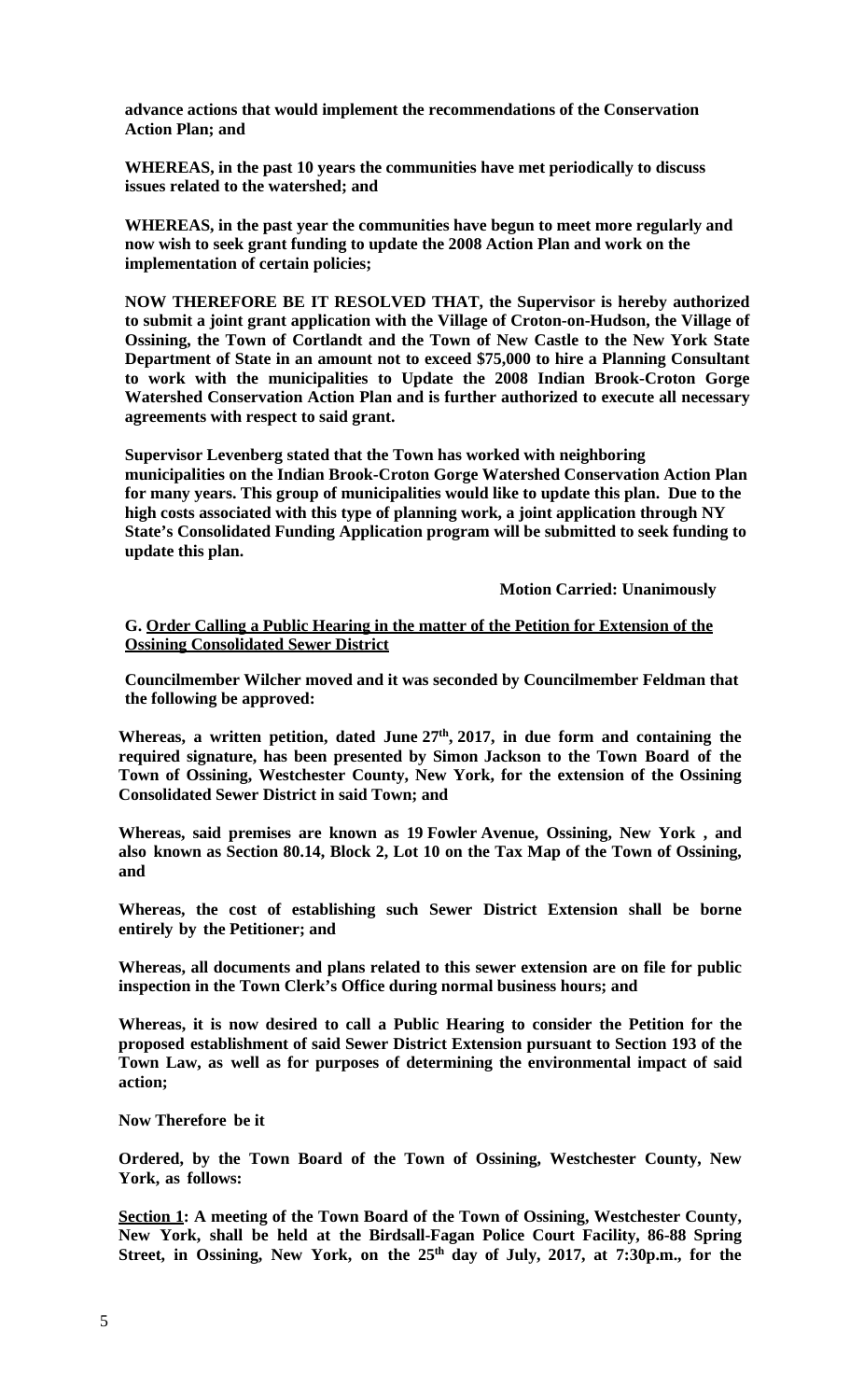**advance actions that would implement the recommendations of the Conservation Action Plan; and**

**WHEREAS, in the past 10 years the communities have met periodically to discuss issues related to the watershed; and**

**WHEREAS, in the past year the communities have begun to meet more regularly and now wish to seek grant funding to update the 2008 Action Plan and work on the implementation of certain policies;**

**NOW THEREFORE BE IT RESOLVED THAT, the Supervisor is hereby authorized to submit a joint grant application with the Village of Croton-on-Hudson, the Village of Ossining, the Town of Cortlandt and the Town of New Castle to the New York State Department of State in an amount not to exceed $75,000 to hire a Planning Consultant to work with the municipalities to Update the 2008 Indian Brook-Croton Gorge Watershed Conservation Action Plan and is further authorized to execute all necessary agreements with respect to said grant.**

**Supervisor Levenberg stated that the Town has worked with neighboring municipalities on the Indian Brook-Croton Gorge Watershed Conservation Action Plan for many years. This group of municipalities would like to update this plan. Due to the high costs associated with this type of planning work, a joint application through NY State's Consolidated Funding Application program will be submitted to seek funding to update this plan.**

**Motion Carried: Unanimously**

**G. Order Calling a Public Hearing in the matter of the Petition for Extension of the Ossining Consolidated Sewer District**

**Councilmember Wilcher moved and it was seconded by Councilmember Feldman that the following be approved:**

**Whereas, a written petition, dated June 27th, 2017, in due form and containing the required signature, has been presented by Simon Jackson to the Town Board of the Town of Ossining, Westchester County, New York, for the extension of the Ossining Consolidated Sewer District in said Town; and**

**Whereas, said premises are known as 19 Fowler Avenue, Ossining, New York , and also known as Section 80.14, Block 2, Lot 10 on the Tax Map of the Town of Ossining, and**

**Whereas, the cost of establishing such Sewer District Extension shall be borne entirely by the Petitioner; and**

**Whereas, all documents and plans related to this sewer extension are on file for public inspection in the Town Clerk's Office during normal business hours; and**

**Whereas, it is now desired to call a Public Hearing to consider the Petition for the proposed establishment of said Sewer District Extension pursuant to Section 193 of the Town Law, as well as for purposes of determining the environmental impact of said action;**

**Now Therefore be it**

**Ordered, by the Town Board of the Town of Ossining, Westchester County, New York, as follows:**

**Section 1: A meeting of the Town Board of the Town of Ossining, Westchester County, New York, shall be held at the Birdsall-Fagan Police Court Facility, 86-88 Spring Street, in Ossining, New York, on the 25th day of July, 2017, at 7:30p.m., for the**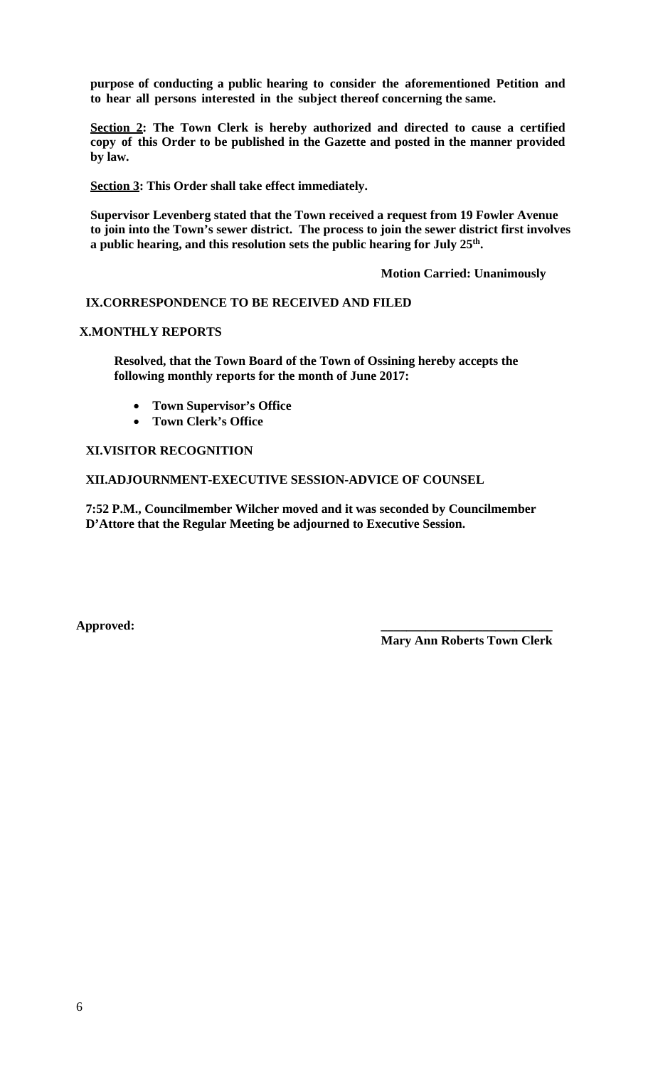**purpose of conducting a public hearing to consider the aforementioned Petition and to hear all persons interested in the subject thereof concerning the same.**

**Section 2: The Town Clerk is hereby authorized and directed to cause a certified copy of this Order to be published in the Gazette and posted in the manner provided by law.**

**Section 3: This Order shall take effect immediately.**

**Supervisor Levenberg stated that the Town received a request from 19 Fowler Avenue to join into the Town's sewer district. The process to join the sewer district first involves a public hearing, and this resolution sets the public hearing for July 25th.**

**Motion Carried: Unanimously**

## IX.CORRESPONDENCE TO BE RECEIVED AND FILED

## X.MONTHLY REPORTS

**Resolved, that the Town Board of the Town of Ossining hereby accepts the following monthly reports for the month of June 2017:**

- **Town Supervisor's Office**
- **Town Clerk's Office**

## XI.VISITOR RECOGNITION

## XII.ADJOURNMENT-EXECUTIVE SESSION-ADVICE OF COUNSEL

**7:52 P.M., Councilmember Wilcher moved and it was seconded by Councilmember D'Attore that the Regular Meeting be adjourned to Executive Session.**

**Approved:** ___________________________

**Mary Ann Roberts Town Clerk**